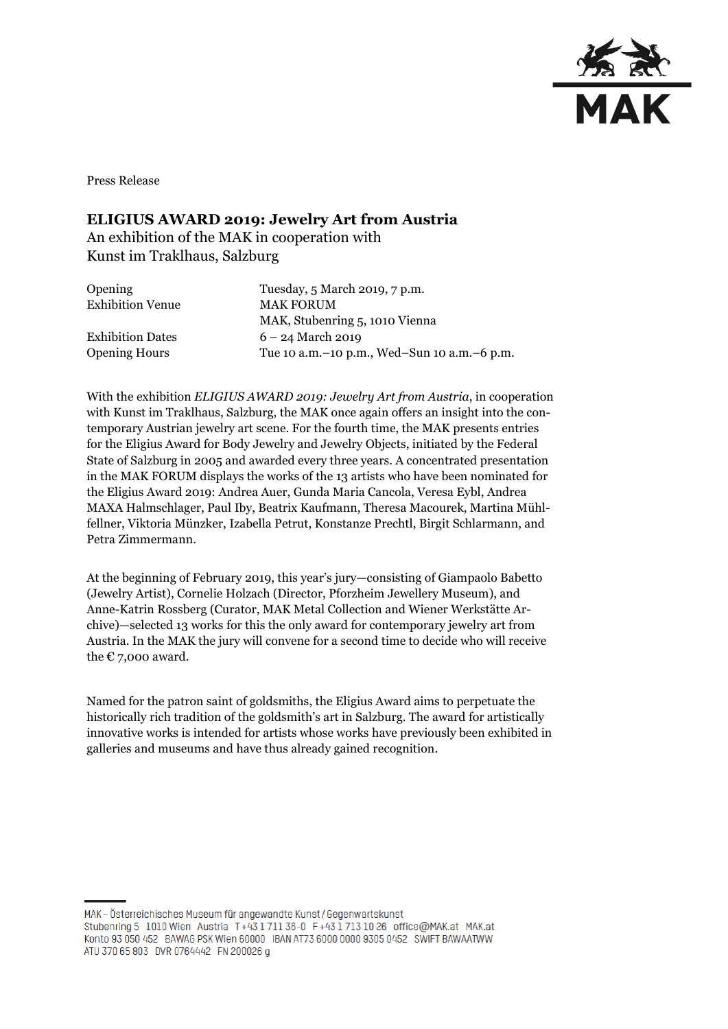Press Release

# ELIGIUS AWARD 2019: Jewelry Art from Austria

An exhibition of the MAK in cooperation with
Kunst im Traklhaus, Salzburg

| | |
|---|---|
| Opening | Tuesday, 5 March 2019, 7 p.m. |
| Exhibition Venue | MAK FORUM<br>MAK, Stubenring 5, 1010 Vienna |
| Exhibition Dates | 6 – 24 March 2019 |
| Opening Hours | Tue 10 a.m.–10 p.m., Wed–Sun 10 a.m.–6 p.m. |

With the exhibition *ELIGIUS AWARD 2019: Jewelry Art from Austria*, in cooperation with Kunst im Traklhaus, Salzburg, the MAK once again offers an insight into the contemporary Austrian jewelry art scene. For the fourth time, the MAK presents entries for the Eligius Award for Body Jewelry and Jewelry Objects, initiated by the Federal State of Salzburg in 2005 and awarded every three years. A concentrated presentation in the MAK FORUM displays the works of the 13 artists who have been nominated for the Eligius Award 2019: Andrea Auer, Gunda Maria Cancola, Veresa Eybl, Andrea MAXA Halmschlager, Paul Iby, Beatrix Kaufmann, Theresa Macourek, Martina Mühlfellner, Viktoria Münzker, Izabella Petrut, Konstanze Prechtl, Birgit Schlarmann, and Petra Zimmermann.

At the beginning of February 2019, this year's jury—consisting of Giampaolo Babetto (Jewelry Artist), Cornelie Holzach (Director, Pforzheim Jewellery Museum), and Anne-Katrin Rossberg (Curator, MAK Metal Collection and Wiener Werkstätte Archive)—selected 13 works for this the only award for contemporary jewelry art from Austria. In the MAK the jury will convene for a second time to decide who will receive the € 7,000 award.

Named for the patron saint of goldsmiths, the Eligius Award aims to perpetuate the historically rich tradition of the goldsmith's art in Salzburg. The award for artistically innovative works is intended for artists whose works have previously been exhibited in galleries and museums and have thus already gained recognition.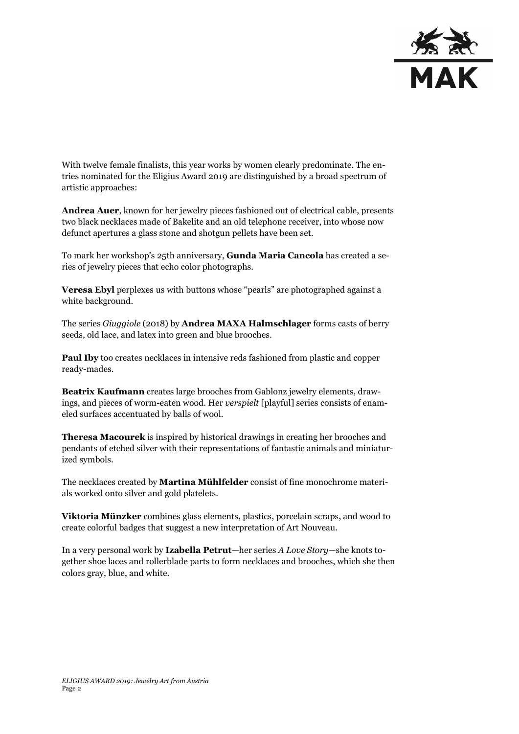With twelve female finalists, this year works by women clearly predominate. The entries nominated for the Eligius Award 2019 are distinguished by a broad spectrum of artistic approaches:

**Andrea Auer**, known for her jewelry pieces fashioned out of electrical cable, presents two black necklaces made of Bakelite and an old telephone receiver, into whose now defunct apertures a glass stone and shotgun pellets have been set.

To mark her workshop's 25th anniversary, **Gunda Maria Cancola** has created a series of jewelry pieces that echo color photographs.

**Veresa Ebyl** perplexes us with buttons whose "pearls" are photographed against a white background.

The series *Giuggiole* (2018) by **Andrea MAXA Halmschlager** forms casts of berry seeds, old lace, and latex into green and blue brooches.

**Paul Iby** too creates necklaces in intensive reds fashioned from plastic and copper ready-mades.

**Beatrix Kaufmann** creates large brooches from Gablonz jewelry elements, drawings, and pieces of worm-eaten wood. Her *verspielt* [playful] series consists of enameled surfaces accentuated by balls of wool.

**Theresa Macourek** is inspired by historical drawings in creating her brooches and pendants of etched silver with their representations of fantastic animals and miniaturized symbols.

The necklaces created by **Martina Mühlfelder** consist of fine monochrome materials worked onto silver and gold platelets.

**Viktoria Münzker** combines glass elements, plastics, porcelain scraps, and wood to create colorful badges that suggest a new interpretation of Art Nouveau.

In a very personal work by **Izabella Petrut**—her series *A Love Story*—she knots together shoe laces and rollerblade parts to form necklaces and brooches, which she then colors gray, blue, and white.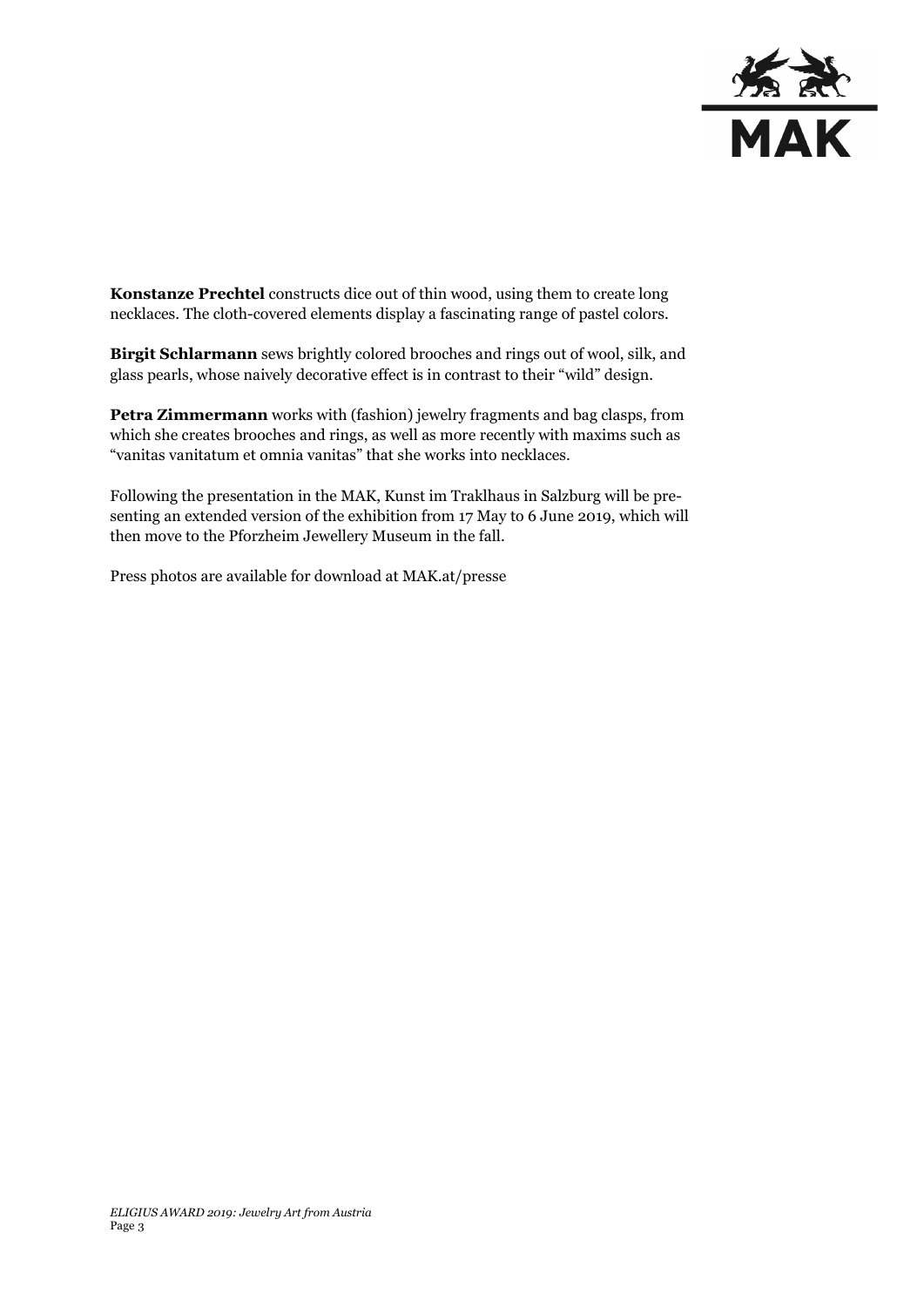**Konstanze Prechtel** constructs dice out of thin wood, using them to create long necklaces. The cloth-covered elements display a fascinating range of pastel colors.

**Birgit Schlarmann** sews brightly colored brooches and rings out of wool, silk, and glass pearls, whose naively decorative effect is in contrast to their "wild" design.

**Petra Zimmermann** works with (fashion) jewelry fragments and bag clasps, from which she creates brooches and rings, as well as more recently with maxims such as "vanitas vanitatum et omnia vanitas" that she works into necklaces.

Following the presentation in the MAK, Kunst im Traklhaus in Salzburg will be presenting an extended version of the exhibition from 17 May to 6 June 2019, which will then move to the Pforzheim Jewellery Museum in the fall.

Press photos are available for download at MAK.at/presse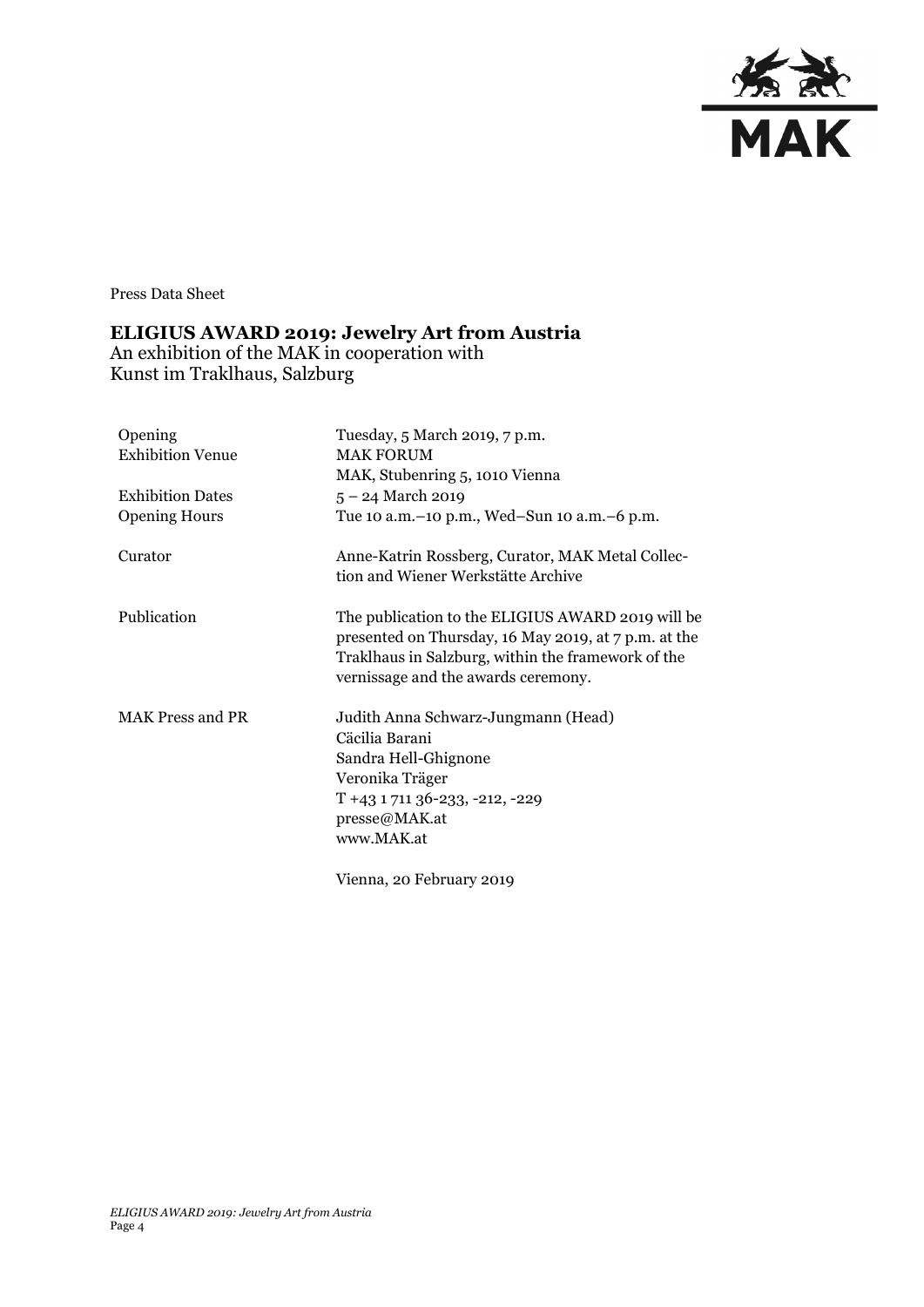Press Data Sheet

## ELIGIUS AWARD 2019: Jewelry Art from Austria

An exhibition of the MAK in cooperation with
Kunst im Traklhaus, Salzburg

| | |
|---|---|
| Opening | Tuesday, 5 March 2019, 7 p.m. |
| Exhibition Venue | MAK FORUM<br>MAK, Stubenring 5, 1010 Vienna |
| Exhibition Dates | 5 – 24 March 2019 |
| Opening Hours | Tue 10 a.m.–10 p.m., Wed–Sun 10 a.m.–6 p.m. |
| Curator | Anne-Katrin Rossberg, Curator, MAK Metal Collection and Wiener Werkstätte Archive |
| Publication | The publication to the ELIGIUS AWARD 2019 will be presented on Thursday, 16 May 2019, at 7 p.m. at the Traklhaus in Salzburg, within the framework of the vernissage and the awards ceremony. |
| MAK Press and PR | Judith Anna Schwarz-Jungmann (Head)<br>Cäcilia Barani<br>Sandra Hell-Ghignone<br>Veronika Träger<br>T +43 1 711 36-233, -212, -229<br>presse@MAK.at<br>www.MAK.at |

Vienna, 20 February 2019